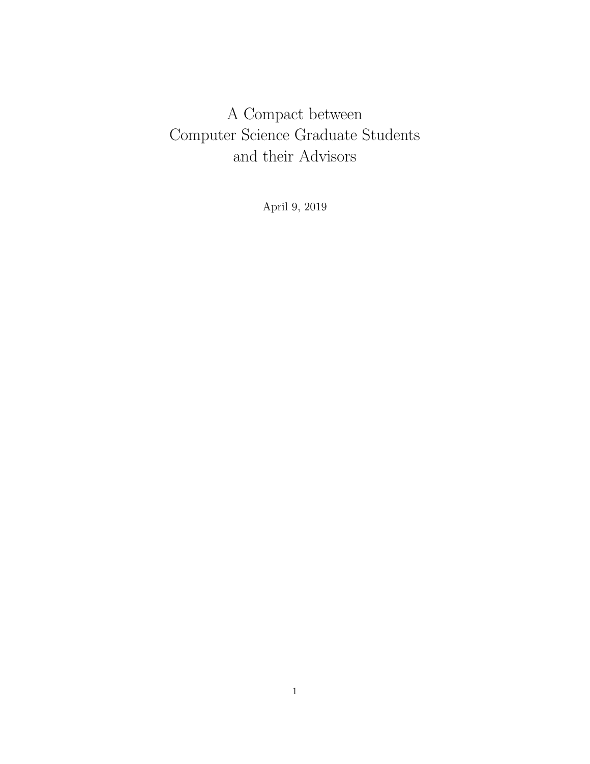# A Compact between Computer Science Graduate Students and their Advisors

April 9, 2019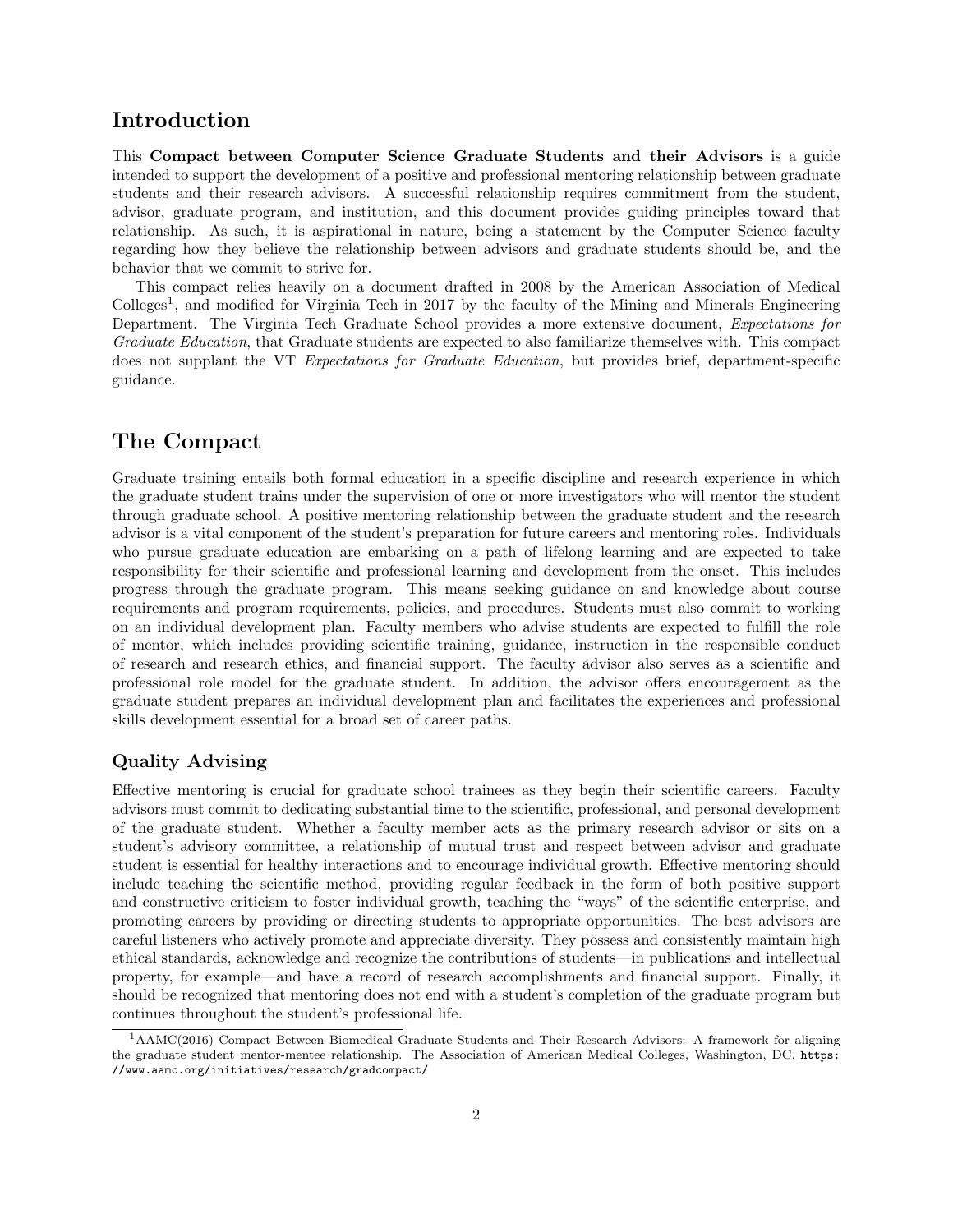# Introduction

This **Compact between Computer Science Graduate Students and their Advisors** is a guide intended to support the development of a positive and professional mentoring relationship between graduate students and their research advisors. A successful relationship requires commitment from the student, advisor, graduate program, and institution, and this document provides guiding principles toward that relationship. As such, it is aspirational in nature, being a statement by the Computer Science faculty regarding how they believe the relationship between advisors and graduate students should be, and the behavior that we commit to strive for.

This compact relies heavily on a document drafted in 2008 by the American Association of Medical Colleges[1], and modified for Virginia Tech in 2017 by the faculty of the Mining and Minerals Engineering Department. The Virginia Tech Graduate School provides a more extensive document, *Expectations for Graduate Education*, that Graduate students are expected to also familiarize themselves with. This compact does not supplant the VT *Expectations for Graduate Education*, but provides brief, department-specific guidance.

# The Compact

Graduate training entails both formal education in a specific discipline and research experience in which the graduate student trains under the supervision of one or more investigators who will mentor the student through graduate school. A positive mentoring relationship between the graduate student and the research advisor is a vital component of the student's preparation for future careers and mentoring roles. Individuals who pursue graduate education are embarking on a path of lifelong learning and are expected to take responsibility for their scientific and professional learning and development from the onset. This includes progress through the graduate program. This means seeking guidance on and knowledge about course requirements and program requirements, policies, and procedures. Students must also commit to working on an individual development plan. Faculty members who advise students are expected to fulfill the role of mentor, which includes providing scientific training, guidance, instruction in the responsible conduct of research and research ethics, and financial support. The faculty advisor also serves as a scientific and professional role model for the graduate student. In addition, the advisor offers encouragement as the graduate student prepares an individual development plan and facilitates the experiences and professional skills development essential for a broad set of career paths.

## Quality Advising

Effective mentoring is crucial for graduate school trainees as they begin their scientific careers. Faculty advisors must commit to dedicating substantial time to the scientific, professional, and personal development of the graduate student. Whether a faculty member acts as the primary research advisor or sits on a student's advisory committee, a relationship of mutual trust and respect between advisor and graduate student is essential for healthy interactions and to encourage individual growth. Effective mentoring should include teaching the scientific method, providing regular feedback in the form of both positive support and constructive criticism to foster individual growth, teaching the "ways" of the scientific enterprise, and promoting careers by providing or directing students to appropriate opportunities. The best advisors are careful listeners who actively promote and appreciate diversity. They possess and consistently maintain high ethical standards, acknowledge and recognize the contributions of students—in publications and intellectual property, for example—and have a record of research accomplishments and financial support. Finally, it should be recognized that mentoring does not end with a student's completion of the graduate program but continues throughout the student's professional life.

---

[1] AAMC(2016) Compact Between Biomedical Graduate Students and Their Research Advisors: A framework for aligning the graduate student mentor-mentee relationship. The Association of American Medical Colleges, Washington, DC. https://www.aamc.org/initiatives/research/gradcompact/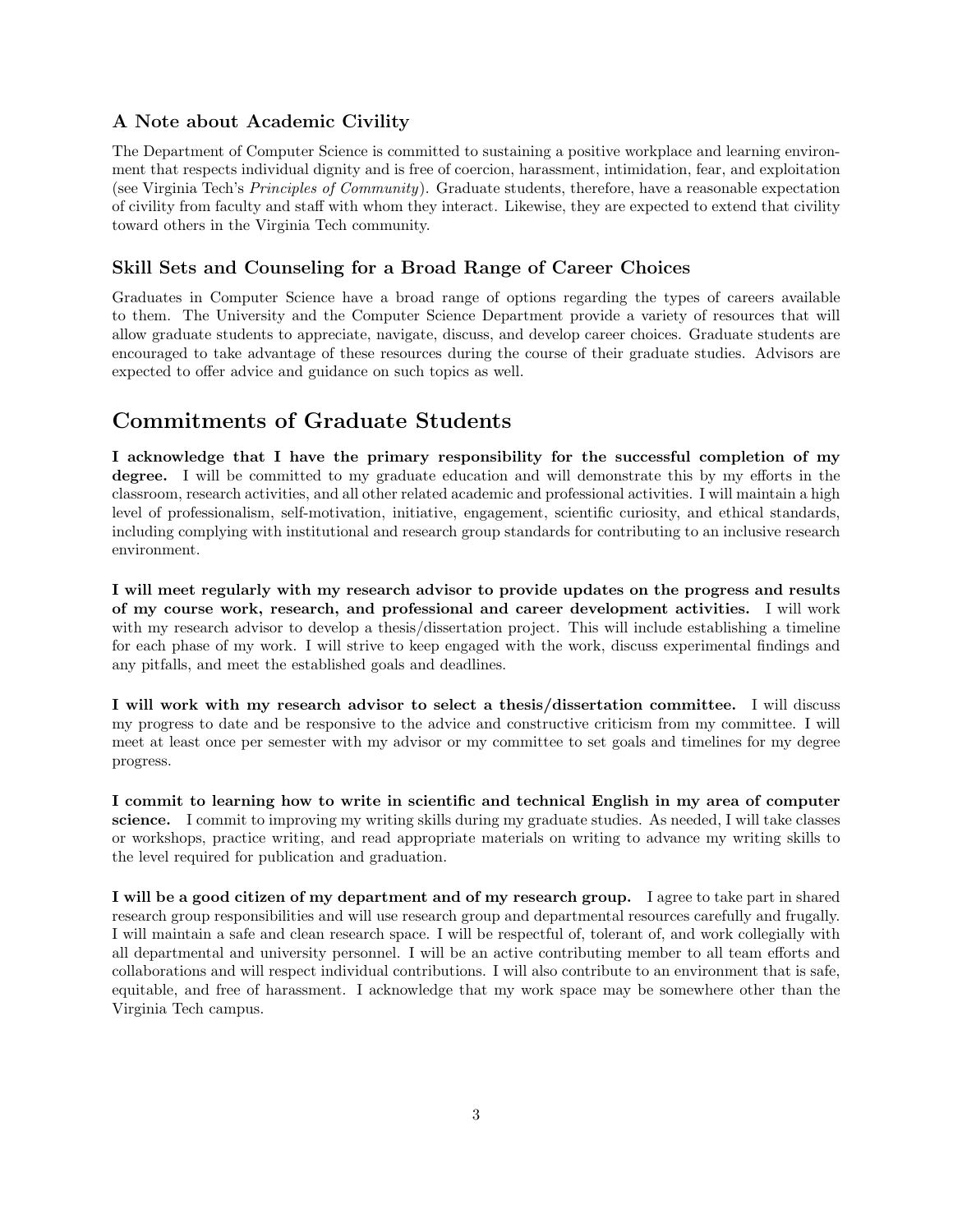### A Note about Academic Civility

The Department of Computer Science is committed to sustaining a positive workplace and learning environment that respects individual dignity and is free of coercion, harassment, intimidation, fear, and exploitation (see Virginia Tech's *Principles of Community*). Graduate students, therefore, have a reasonable expectation of civility from faculty and staff with whom they interact. Likewise, they are expected to extend that civility toward others in the Virginia Tech community.

### Skill Sets and Counseling for a Broad Range of Career Choices

Graduates in Computer Science have a broad range of options regarding the types of careers available to them. The University and the Computer Science Department provide a variety of resources that will allow graduate students to appreciate, navigate, discuss, and develop career choices. Graduate students are encouraged to take advantage of these resources during the course of their graduate studies. Advisors are expected to offer advice and guidance on such topics as well.

## Commitments of Graduate Students

**I acknowledge that I have the primary responsibility for the successful completion of my degree.** I will be committed to my graduate education and will demonstrate this by my efforts in the classroom, research activities, and all other related academic and professional activities. I will maintain a high level of professionalism, self-motivation, initiative, engagement, scientific curiosity, and ethical standards, including complying with institutional and research group standards for contributing to an inclusive research environment.

**I will meet regularly with my research advisor to provide updates on the progress and results of my course work, research, and professional and career development activities.** I will work with my research advisor to develop a thesis/dissertation project. This will include establishing a timeline for each phase of my work. I will strive to keep engaged with the work, discuss experimental findings and any pitfalls, and meet the established goals and deadlines.

**I will work with my research advisor to select a thesis/dissertation committee.** I will discuss my progress to date and be responsive to the advice and constructive criticism from my committee. I will meet at least once per semester with my advisor or my committee to set goals and timelines for my degree progress.

**I commit to learning how to write in scientific and technical English in my area of computer science.** I commit to improving my writing skills during my graduate studies. As needed, I will take classes or workshops, practice writing, and read appropriate materials on writing to advance my writing skills to the level required for publication and graduation.

**I will be a good citizen of my department and of my research group.** I agree to take part in shared research group responsibilities and will use research group and departmental resources carefully and frugally. I will maintain a safe and clean research space. I will be respectful of, tolerant of, and work collegially with all departmental and university personnel. I will be an active contributing member to all team efforts and collaborations and will respect individual contributions. I will also contribute to an environment that is safe, equitable, and free of harassment. I acknowledge that my work space may be somewhere other than the Virginia Tech campus.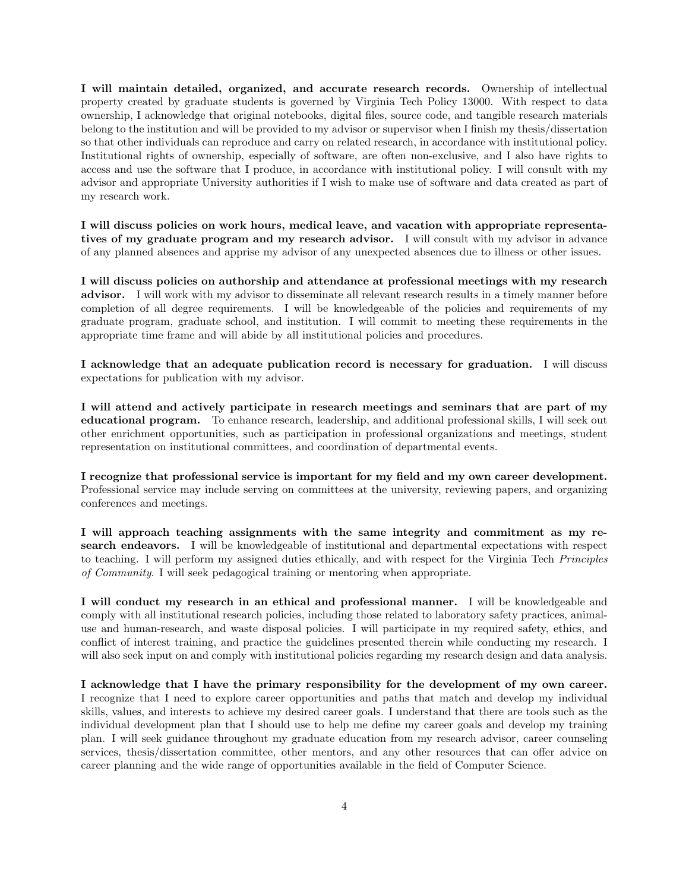**I will maintain detailed, organized, and accurate research records.** Ownership of intellectual property created by graduate students is governed by Virginia Tech Policy 13000. With respect to data ownership, I acknowledge that original notebooks, digital files, source code, and tangible research materials belong to the institution and will be provided to my advisor or supervisor when I finish my thesis/dissertation so that other individuals can reproduce and carry on related research, in accordance with institutional policy. Institutional rights of ownership, especially of software, are often non-exclusive, and I also have rights to access and use the software that I produce, in accordance with institutional policy. I will consult with my advisor and appropriate University authorities if I wish to make use of software and data created as part of my research work.

**I will discuss policies on work hours, medical leave, and vacation with appropriate representatives of my graduate program and my research advisor.** I will consult with my advisor in advance of any planned absences and apprise my advisor of any unexpected absences due to illness or other issues.

**I will discuss policies on authorship and attendance at professional meetings with my research advisor.** I will work with my advisor to disseminate all relevant research results in a timely manner before completion of all degree requirements. I will be knowledgeable of the policies and requirements of my graduate program, graduate school, and institution. I will commit to meeting these requirements in the appropriate time frame and will abide by all institutional policies and procedures.

**I acknowledge that an adequate publication record is necessary for graduation.** I will discuss expectations for publication with my advisor.

**I will attend and actively participate in research meetings and seminars that are part of my educational program.** To enhance research, leadership, and additional professional skills, I will seek out other enrichment opportunities, such as participation in professional organizations and meetings, student representation on institutional committees, and coordination of departmental events.

**I recognize that professional service is important for my field and my own career development.** Professional service may include serving on committees at the university, reviewing papers, and organizing conferences and meetings.

**I will approach teaching assignments with the same integrity and commitment as my research endeavors.** I will be knowledgeable of institutional and departmental expectations with respect to teaching. I will perform my assigned duties ethically, and with respect for the Virginia Tech *Principles of Community*. I will seek pedagogical training or mentoring when appropriate.

**I will conduct my research in an ethical and professional manner.** I will be knowledgeable and comply with all institutional research policies, including those related to laboratory safety practices, animal-use and human-research, and waste disposal policies. I will participate in my required safety, ethics, and conflict of interest training, and practice the guidelines presented therein while conducting my research. I will also seek input on and comply with institutional policies regarding my research design and data analysis.

**I acknowledge that I have the primary responsibility for the development of my own career.** I recognize that I need to explore career opportunities and paths that match and develop my individual skills, values, and interests to achieve my desired career goals. I understand that there are tools such as the individual development plan that I should use to help me define my career goals and develop my training plan. I will seek guidance throughout my graduate education from my research advisor, career counseling services, thesis/dissertation committee, other mentors, and any other resources that can offer advice on career planning and the wide range of opportunities available in the field of Computer Science.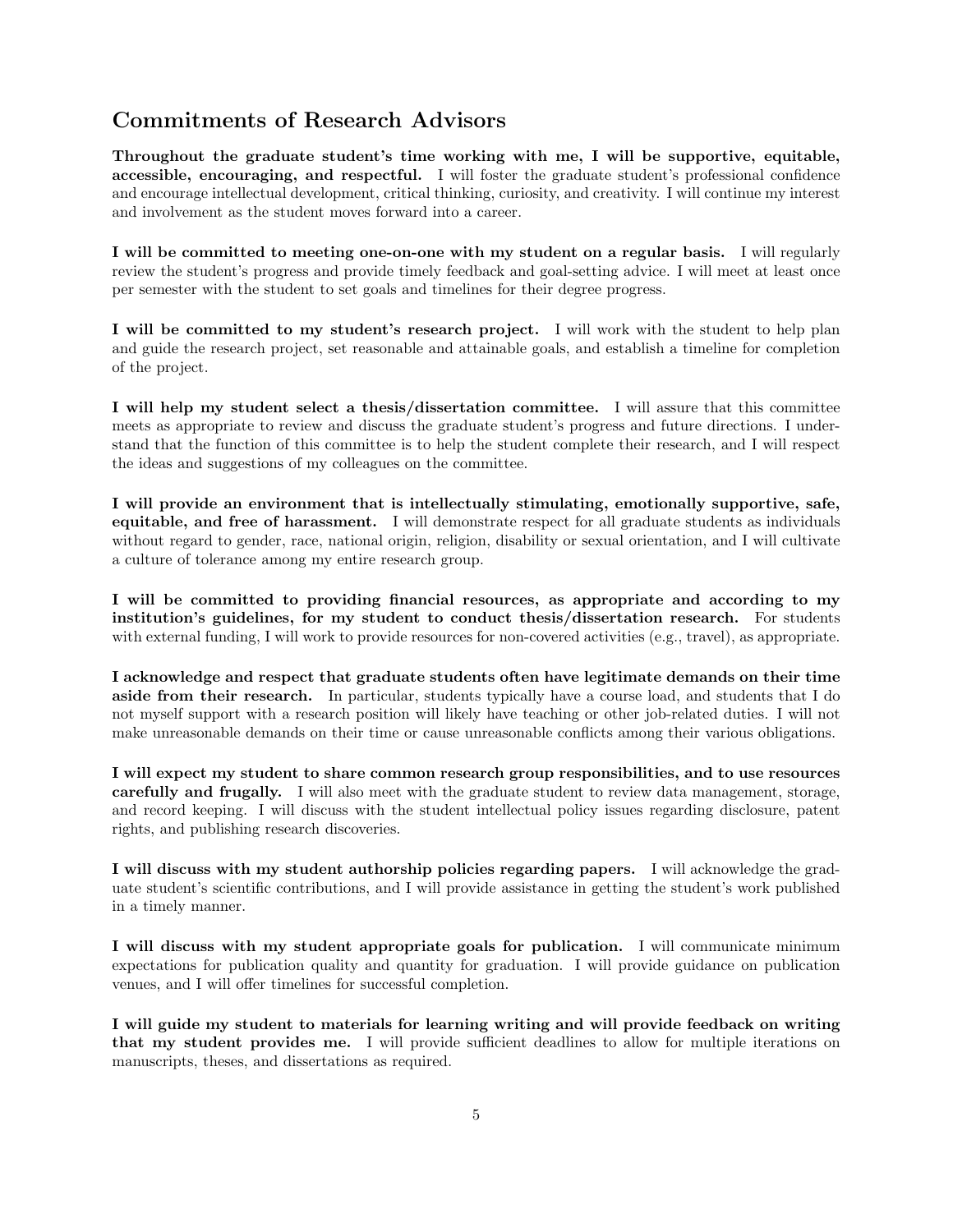## Commitments of Research Advisors

**Throughout the graduate student's time working with me, I will be supportive, equitable, accessible, encouraging, and respectful.** I will foster the graduate student's professional confidence and encourage intellectual development, critical thinking, curiosity, and creativity. I will continue my interest and involvement as the student moves forward into a career.

**I will be committed to meeting one-on-one with my student on a regular basis.** I will regularly review the student's progress and provide timely feedback and goal-setting advice. I will meet at least once per semester with the student to set goals and timelines for their degree progress.

**I will be committed to my student's research project.** I will work with the student to help plan and guide the research project, set reasonable and attainable goals, and establish a timeline for completion of the project.

**I will help my student select a thesis/dissertation committee.** I will assure that this committee meets as appropriate to review and discuss the graduate student's progress and future directions. I understand that the function of this committee is to help the student complete their research, and I will respect the ideas and suggestions of my colleagues on the committee.

**I will provide an environment that is intellectually stimulating, emotionally supportive, safe, equitable, and free of harassment.** I will demonstrate respect for all graduate students as individuals without regard to gender, race, national origin, religion, disability or sexual orientation, and I will cultivate a culture of tolerance among my entire research group.

**I will be committed to providing financial resources, as appropriate and according to my institution's guidelines, for my student to conduct thesis/dissertation research.** For students with external funding, I will work to provide resources for non-covered activities (e.g., travel), as appropriate.

**I acknowledge and respect that graduate students often have legitimate demands on their time aside from their research.** In particular, students typically have a course load, and students that I do not myself support with a research position will likely have teaching or other job-related duties. I will not make unreasonable demands on their time or cause unreasonable conflicts among their various obligations.

**I will expect my student to share common research group responsibilities, and to use resources carefully and frugally.** I will also meet with the graduate student to review data management, storage, and record keeping. I will discuss with the student intellectual policy issues regarding disclosure, patent rights, and publishing research discoveries.

**I will discuss with my student authorship policies regarding papers.** I will acknowledge the graduate student's scientific contributions, and I will provide assistance in getting the student's work published in a timely manner.

**I will discuss with my student appropriate goals for publication.** I will communicate minimum expectations for publication quality and quantity for graduation. I will provide guidance on publication venues, and I will offer timelines for successful completion.

**I will guide my student to materials for learning writing and will provide feedback on writing that my student provides me.** I will provide sufficient deadlines to allow for multiple iterations on manuscripts, theses, and dissertations as required.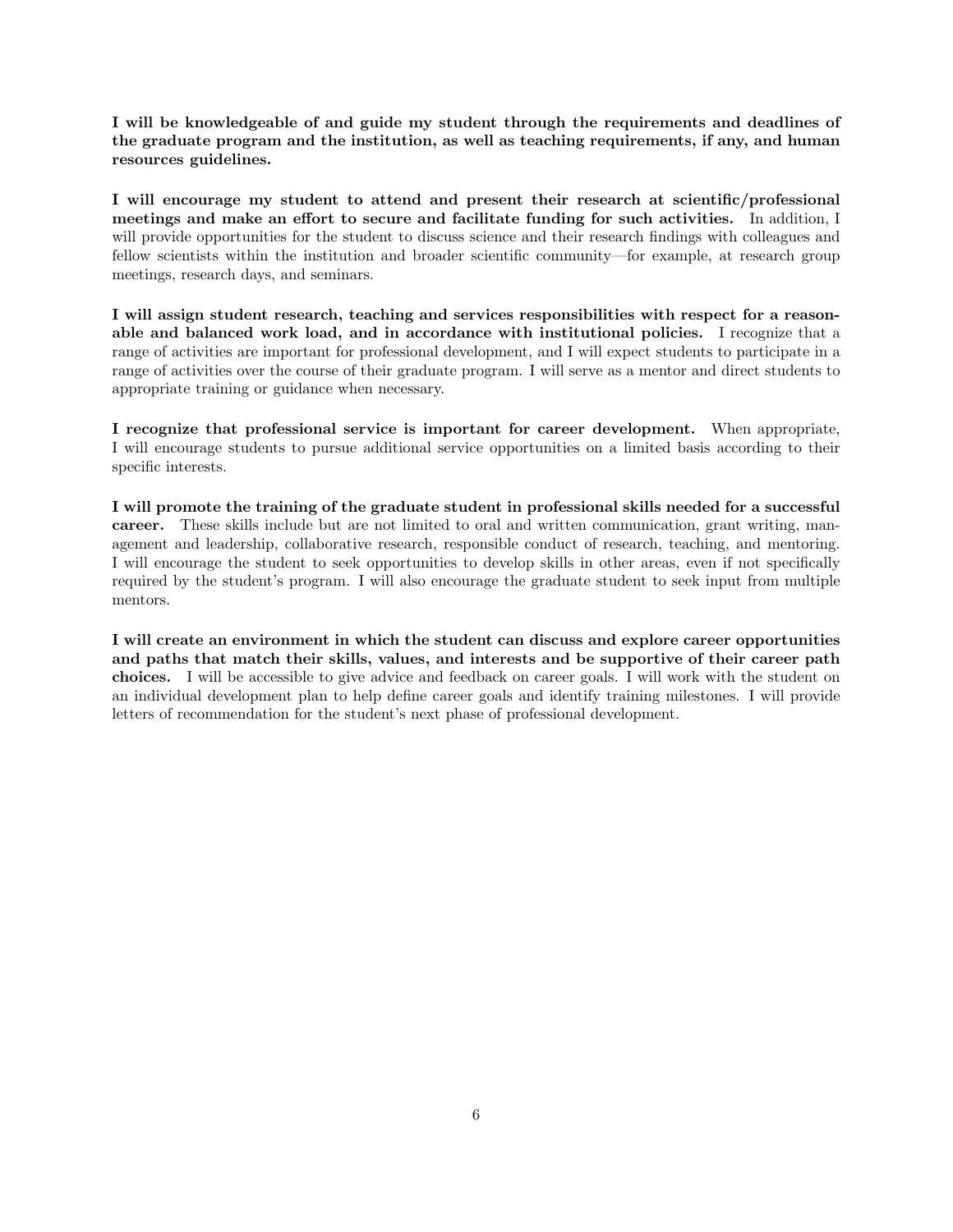**I will be knowledgeable of and guide my student through the requirements and deadlines of the graduate program and the institution, as well as teaching requirements, if any, and human resources guidelines.**

**I will encourage my student to attend and present their research at scientific/professional meetings and make an effort to secure and facilitate funding for such activities.** In addition, I will provide opportunities for the student to discuss science and their research findings with colleagues and fellow scientists within the institution and broader scientific community—for example, at research group meetings, research days, and seminars.

**I will assign student research, teaching and services responsibilities with respect for a reasonable and balanced work load, and in accordance with institutional policies.** I recognize that a range of activities are important for professional development, and I will expect students to participate in a range of activities over the course of their graduate program. I will serve as a mentor and direct students to appropriate training or guidance when necessary.

**I recognize that professional service is important for career development.** When appropriate, I will encourage students to pursue additional service opportunities on a limited basis according to their specific interests.

**I will promote the training of the graduate student in professional skills needed for a successful career.** These skills include but are not limited to oral and written communication, grant writing, management and leadership, collaborative research, responsible conduct of research, teaching, and mentoring. I will encourage the student to seek opportunities to develop skills in other areas, even if not specifically required by the student's program. I will also encourage the graduate student to seek input from multiple mentors.

**I will create an environment in which the student can discuss and explore career opportunities and paths that match their skills, values, and interests and be supportive of their career path choices.** I will be accessible to give advice and feedback on career goals. I will work with the student on an individual development plan to help define career goals and identify training milestones. I will provide letters of recommendation for the student's next phase of professional development.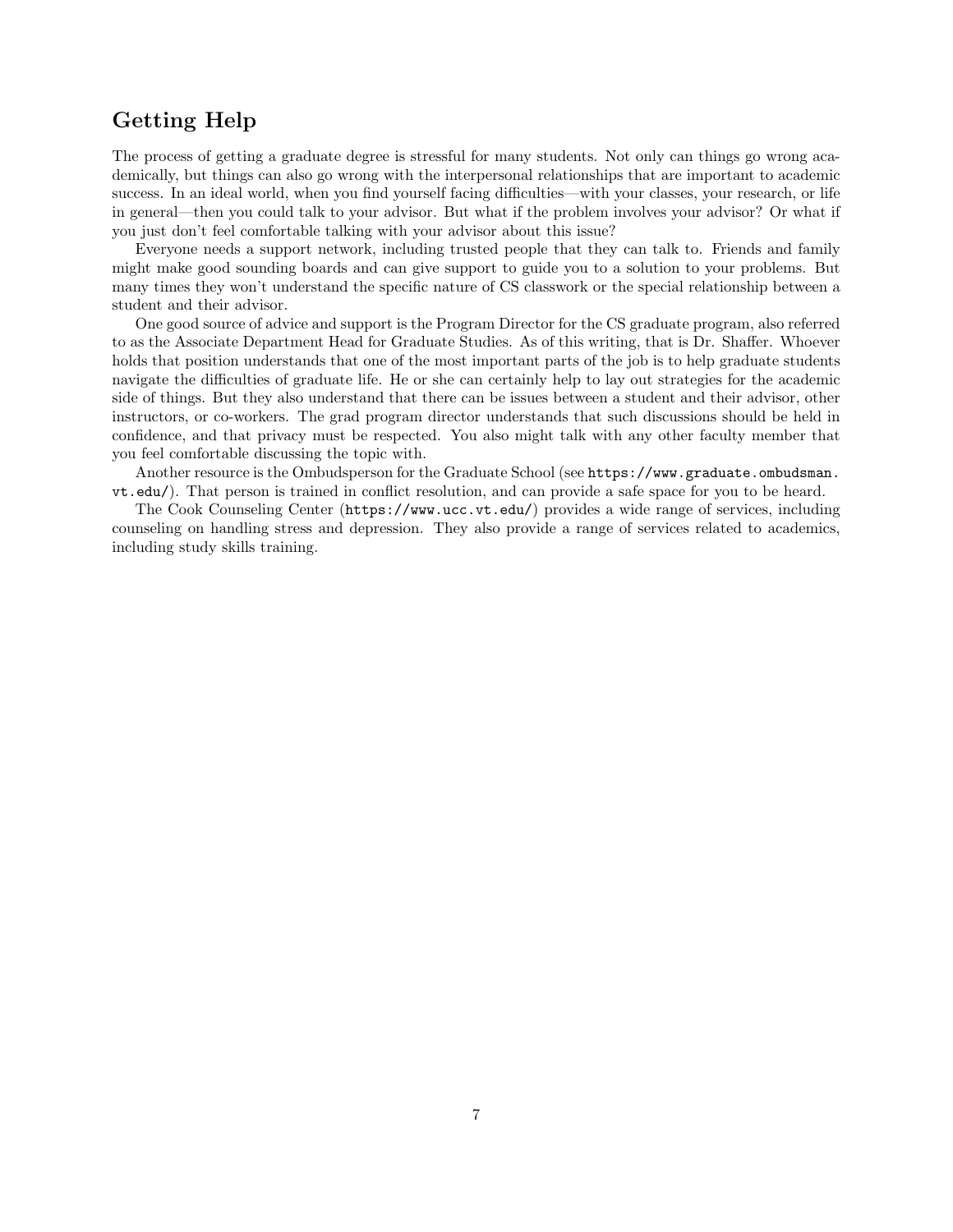## Getting Help

The process of getting a graduate degree is stressful for many students. Not only can things go wrong academically, but things can also go wrong with the interpersonal relationships that are important to academic success. In an ideal world, when you find yourself facing difficulties—with your classes, your research, or life in general—then you could talk to your advisor. But what if the problem involves your advisor? Or what if you just don't feel comfortable talking with your advisor about this issue?

Everyone needs a support network, including trusted people that they can talk to. Friends and family might make good sounding boards and can give support to guide you to a solution to your problems. But many times they won't understand the specific nature of CS classwork or the special relationship between a student and their advisor.

One good source of advice and support is the Program Director for the CS graduate program, also referred to as the Associate Department Head for Graduate Studies. As of this writing, that is Dr. Shaffer. Whoever holds that position understands that one of the most important parts of the job is to help graduate students navigate the difficulties of graduate life. He or she can certainly help to lay out strategies for the academic side of things. But they also understand that there can be issues between a student and their advisor, other instructors, or co-workers. The grad program director understands that such discussions should be held in confidence, and that privacy must be respected. You also might talk with any other faculty member that you feel comfortable discussing the topic with.

Another resource is the Ombudsperson for the Graduate School (see `https://www.graduate.ombudsman.vt.edu/`). That person is trained in conflict resolution, and can provide a safe space for you to be heard.

The Cook Counseling Center (`https://www.ucc.vt.edu/`) provides a wide range of services, including counseling on handling stress and depression. They also provide a range of services related to academics, including study skills training.